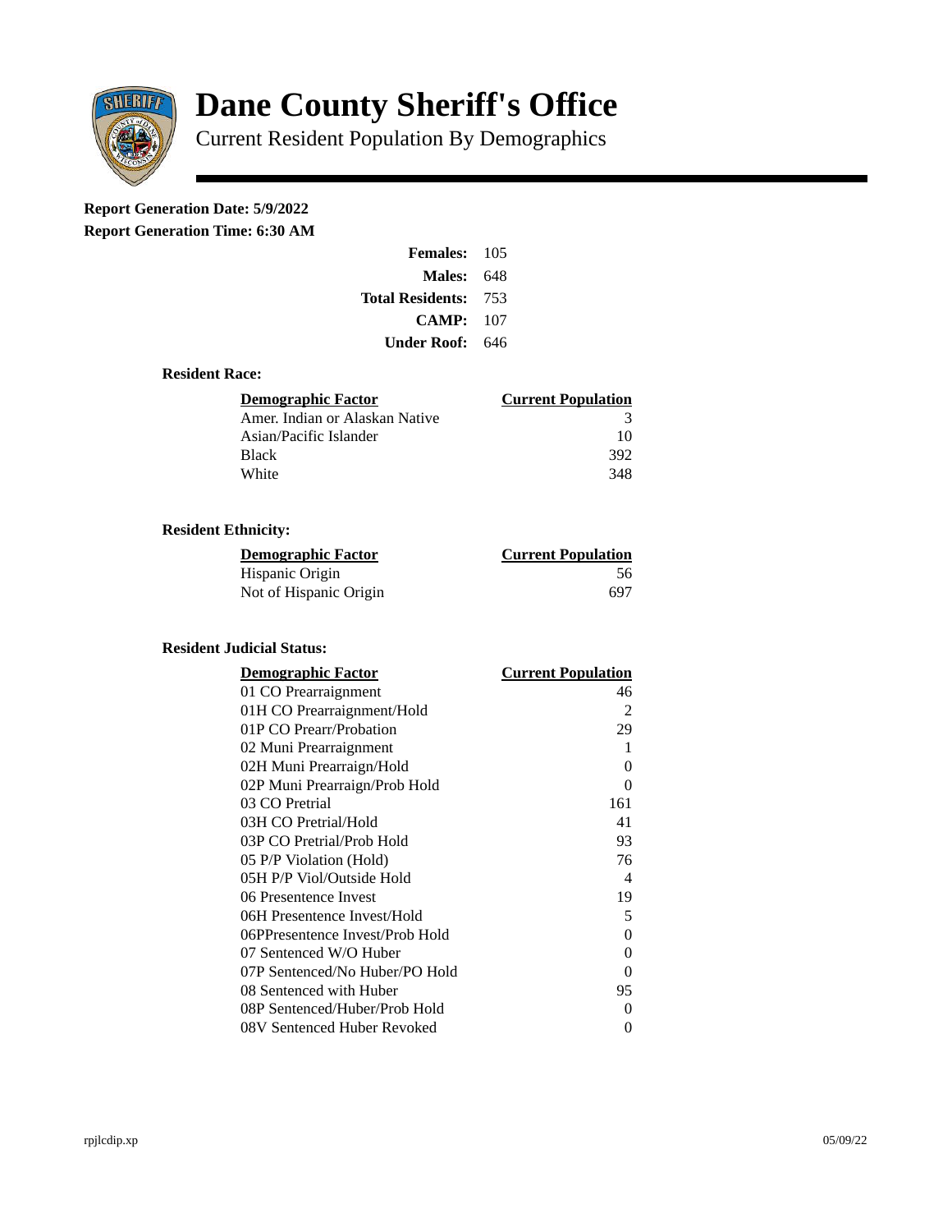# Dane County Sheriff's Office

Current Resident Population By Demographics

**Report Generation Date: 5/9/2022**

**Report Generation Time: 6:30 AM**

| | |
|---|---|
| **Females:** | 105 |
| **Males:** | 648 |
| **Total Residents:** | 753 |
| **CAMP:** | 107 |
| **Under Roof:** | 646 |

### Resident Race:

| Demographic Factor | Current Population |
|---|---|
| Amer. Indian or Alaskan Native | 3 |
| Asian/Pacific Islander | 10 |
| Black | 392 |
| White | 348 |

### Resident Ethnicity:

| Demographic Factor | Current Population |
|---|---|
| Hispanic Origin | 56 |
| Not of Hispanic Origin | 697 |

### Resident Judicial Status:

| Demographic Factor | Current Population |
|---|---|
| 01 CO Prearraignment | 46 |
| 01H CO Prearraignment/Hold | 2 |
| 01P CO Prearr/Probation | 29 |
| 02 Muni Prearraignment | 1 |
| 02H Muni Prearraign/Hold | 0 |
| 02P Muni Prearraign/Prob Hold | 0 |
| 03 CO Pretrial | 161 |
| 03H CO Pretrial/Hold | 41 |
| 03P CO Pretrial/Prob Hold | 93 |
| 05 P/P Violation (Hold) | 76 |
| 05H P/P Viol/Outside Hold | 4 |
| 06 Presentence Invest | 19 |
| 06H Presentence Invest/Hold | 5 |
| 06PPresentence Invest/Prob Hold | 0 |
| 07 Sentenced W/O Huber | 0 |
| 07P Sentenced/No Huber/PO Hold | 0 |
| 08 Sentenced with Huber | 95 |
| 08P Sentenced/Huber/Prob Hold | 0 |
| 08V Sentenced Huber Revoked | 0 |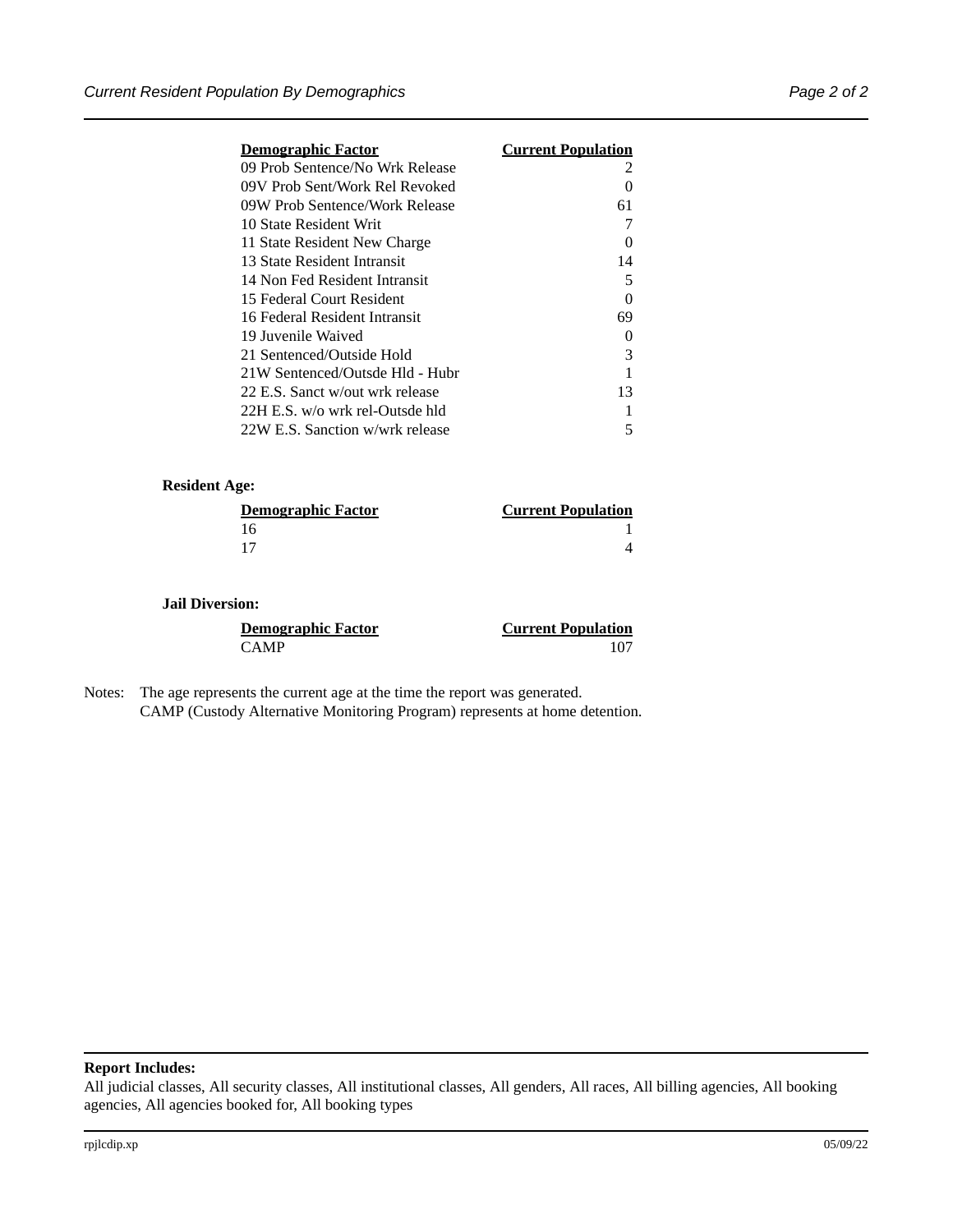| Demographic Factor | Current Population |
| --- | --- |
| 09 Prob Sentence/No Wrk Release | 2 |
| 09V Prob Sent/Work Rel Revoked | 0 |
| 09W Prob Sentence/Work Release | 61 |
| 10 State Resident Writ | 7 |
| 11 State Resident New Charge | 0 |
| 13 State Resident Intransit | 14 |
| 14 Non Fed Resident Intransit | 5 |
| 15 Federal Court Resident | 0 |
| 16 Federal Resident Intransit | 69 |
| 19 Juvenile Waived | 0 |
| 21 Sentenced/Outside Hold | 3 |
| 21W Sentenced/Outsde Hld - Hubr | 1 |
| 22 E.S. Sanct w/out wrk release | 13 |
| 22H E.S. w/o wrk rel-Outsde hld | 1 |
| 22W E.S. Sanction w/wrk release | 5 |

**Resident Age:**

| Demographic Factor | Current Population |
| --- | --- |
| 16 | 1 |
| 17 | 4 |

**Jail Diversion:**

| Demographic Factor | Current Population |
| --- | --- |
| CAMP | 107 |

Notes: The age represents the current age at the time the report was generated.
CAMP (Custody Alternative Monitoring Program) represents at home detention.

**Report Includes:**

All judicial classes, All security classes, All institutional classes, All genders, All races, All billing agencies, All booking agencies, All agencies booked for, All booking types

rpjlcdip.xp 05/09/22